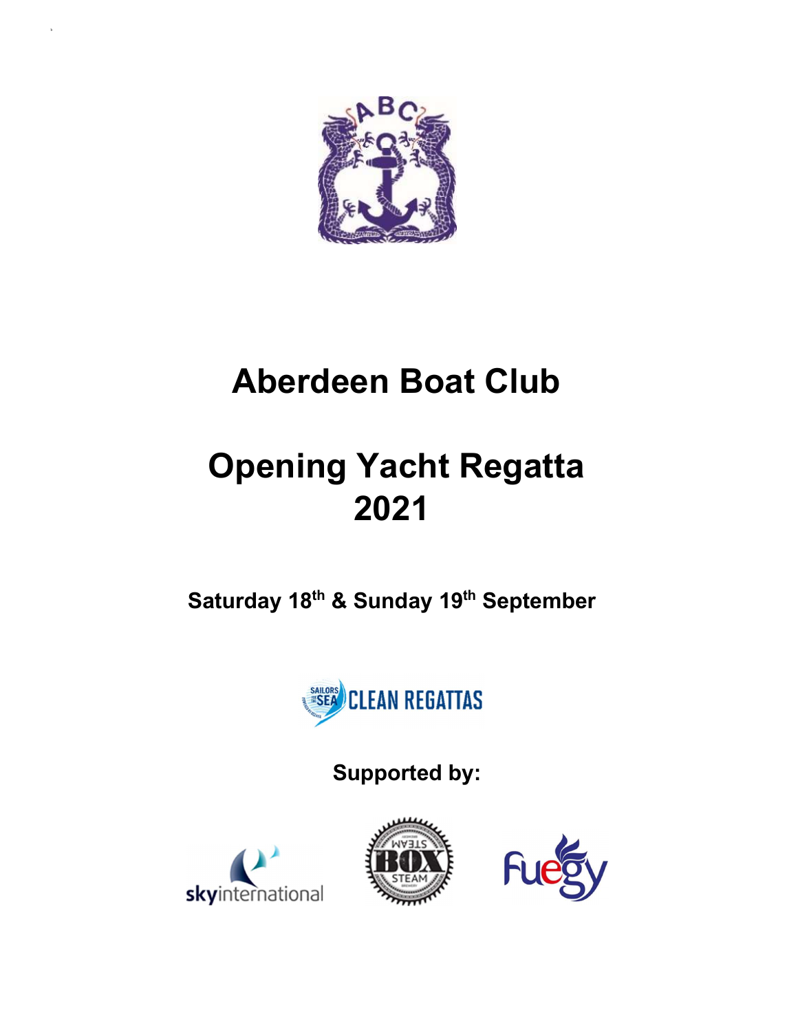# Aberdeen Boat Club

# Opening Yacht Regatta 2021

**Saturday 18th & Sunday 19th September**

**Supported by:**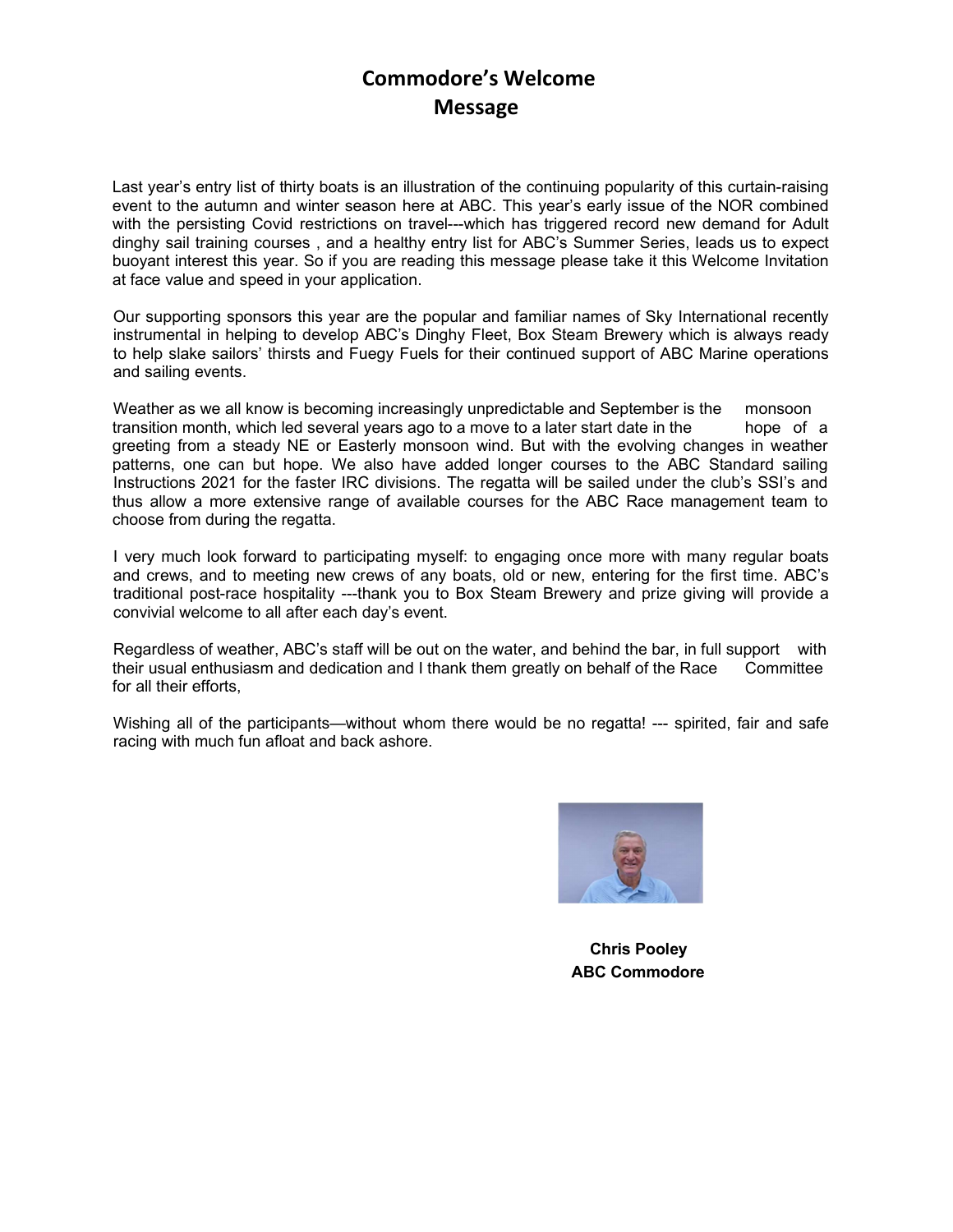# Commodore's Welcome Message

Last year's entry list of thirty boats is an illustration of the continuing popularity of this curtain-raising event to the autumn and winter season here at ABC. This year's early issue of the NOR combined with the persisting Covid restrictions on travel---which has triggered record new demand for Adult dinghy sail training courses , and a healthy entry list for ABC's Summer Series, leads us to expect buoyant interest this year. So if you are reading this message please take it this Welcome Invitation at face value and speed in your application.

Our supporting sponsors this year are the popular and familiar names of Sky International recently instrumental in helping to develop ABC's Dinghy Fleet, Box Steam Brewery which is always ready to help slake sailors' thirsts and Fuegy Fuels for their continued support of ABC Marine operations and sailing events.

Weather as we all know is becoming increasingly unpredictable and September is the monsoon transition month, which led several years ago to a move to a later start date in the hope of a greeting from a steady NE or Easterly monsoon wind. But with the evolving changes in weather patterns, one can but hope. We also have added longer courses to the ABC Standard sailing Instructions 2021 for the faster IRC divisions. The regatta will be sailed under the club's SSI's and thus allow a more extensive range of available courses for the ABC Race management team to choose from during the regatta.

I very much look forward to participating myself: to engaging once more with many regular boats and crews, and to meeting new crews of any boats, old or new, entering for the first time. ABC's traditional post-race hospitality ---thank you to Box Steam Brewery and prize giving will provide a convivial welcome to all after each day's event.

Regardless of weather, ABC's staff will be out on the water, and behind the bar, in full support with their usual enthusiasm and dedication and I thank them greatly on behalf of the Race Committee for all their efforts,

Wishing all of the participants—without whom there would be no regatta! --- spirited, fair and safe racing with much fun afloat and back ashore.

**Chris Pooley**
**ABC Commodore**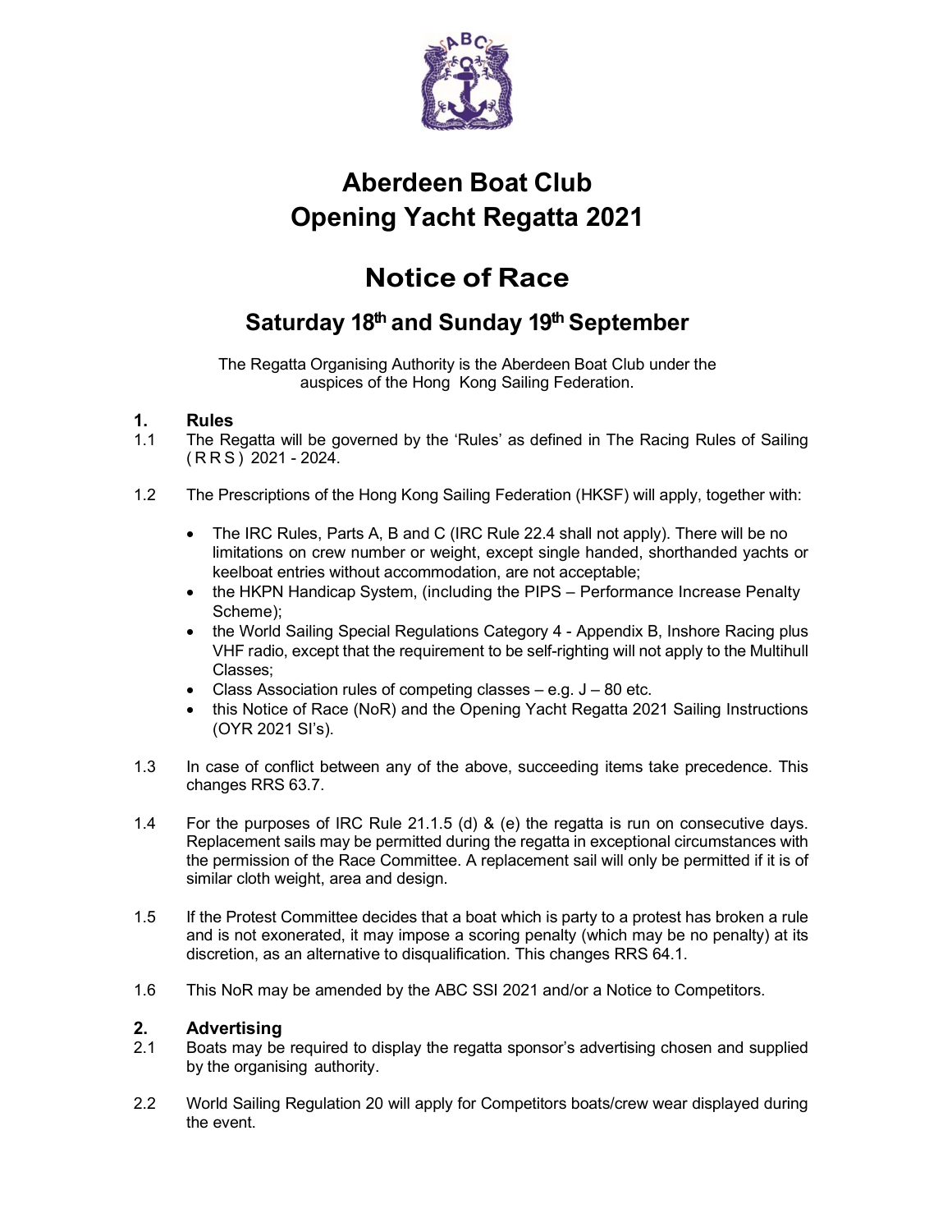# Aberdeen Boat Club
# Opening Yacht Regatta 2021

# Notice of Race

## Saturday 18th and Sunday 19th September

The Regatta Organising Authority is the Aberdeen Boat Club under the auspices of the Hong Kong Sailing Federation.

### 1. Rules

1.1 The Regatta will be governed by the 'Rules' as defined in The Racing Rules of Sailing ( R R S ) 2021 - 2024.

1.2 The Prescriptions of the Hong Kong Sailing Federation (HKSF) will apply, together with:

- The IRC Rules, Parts A, B and C (IRC Rule 22.4 shall not apply). There will be no limitations on crew number or weight, except single handed, shorthanded yachts or keelboat entries without accommodation, are not acceptable;
- the HKPN Handicap System, (including the PIPS – Performance Increase Penalty Scheme);
- the World Sailing Special Regulations Category 4 - Appendix B, Inshore Racing plus VHF radio, except that the requirement to be self-righting will not apply to the Multihull Classes;
- Class Association rules of competing classes – e.g. J – 80 etc.
- this Notice of Race (NoR) and the Opening Yacht Regatta 2021 Sailing Instructions (OYR 2021 SI's).

1.3 In case of conflict between any of the above, succeeding items take precedence. This changes RRS 63.7.

1.4 For the purposes of IRC Rule 21.1.5 (d) & (e) the regatta is run on consecutive days. Replacement sails may be permitted during the regatta in exceptional circumstances with the permission of the Race Committee. A replacement sail will only be permitted if it is of similar cloth weight, area and design.

1.5 If the Protest Committee decides that a boat which is party to a protest has broken a rule and is not exonerated, it may impose a scoring penalty (which may be no penalty) at its discretion, as an alternative to disqualification. This changes RRS 64.1.

1.6 This NoR may be amended by the ABC SSI 2021 and/or a Notice to Competitors.

### 2. Advertising

2.1 Boats may be required to display the regatta sponsor's advertising chosen and supplied by the organising authority.

2.2 World Sailing Regulation 20 will apply for Competitors boats/crew wear displayed during the event.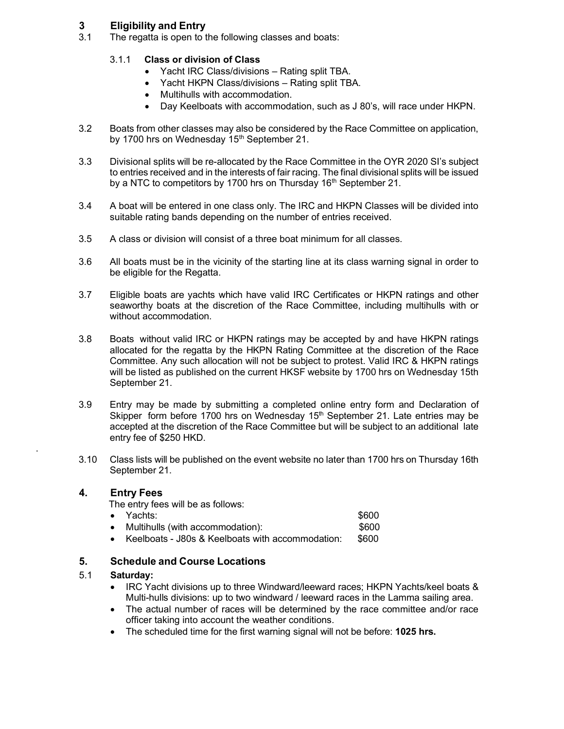## 3 Eligibility and Entry

3.1 The regatta is open to the following classes and boats:

3.1.1 **Class or division of Class**

- Yacht IRC Class/divisions – Rating split TBA.
- Yacht HKPN Class/divisions – Rating split TBA.
- Multihulls with accommodation.
- Day Keelboats with accommodation, such as J 80's, will race under HKPN.

3.2 Boats from other classes may also be considered by the Race Committee on application, by 1700 hrs on Wednesday 15th September 21.

3.3 Divisional splits will be re-allocated by the Race Committee in the OYR 2020 SI's subject to entries received and in the interests of fair racing. The final divisional splits will be issued by a NTC to competitors by 1700 hrs on Thursday 16th September 21.

3.4 A boat will be entered in one class only. The IRC and HKPN Classes will be divided into suitable rating bands depending on the number of entries received.

3.5 A class or division will consist of a three boat minimum for all classes.

3.6 All boats must be in the vicinity of the starting line at its class warning signal in order to be eligible for the Regatta.

3.7 Eligible boats are yachts which have valid IRC Certificates or HKPN ratings and other seaworthy boats at the discretion of the Race Committee, including multihulls with or without accommodation.

3.8 Boats without valid IRC or HKPN ratings may be accepted by and have HKPN ratings allocated for the regatta by the HKPN Rating Committee at the discretion of the Race Committee. Any such allocation will not be subject to protest. Valid IRC & HKPN ratings will be listed as published on the current HKSF website by 1700 hrs on Wednesday 15th September 21.

3.9 Entry may be made by submitting a completed online entry form and Declaration of Skipper form before 1700 hrs on Wednesday 15th September 21. Late entries may be accepted at the discretion of the Race Committee but will be subject to an additional late entry fee of $250 HKD.

3.10 Class lists will be published on the event website no later than 1700 hrs on Thursday 16th September 21.

## 4. Entry Fees

The entry fees will be as follows:

- Yachts: $600
- Multihulls (with accommodation): $600
- Keelboats - J80s & Keelboats with accommodation: $600

## 5. Schedule and Course Locations

5.1 **Saturday:**

- IRC Yacht divisions up to three Windward/leeward races; HKPN Yachts/keel boats & Multi-hulls divisions: up to two windward / leeward races in the Lamma sailing area.
- The actual number of races will be determined by the race committee and/or race officer taking into account the weather conditions.
- The scheduled time for the first warning signal will not be before: **1025 hrs.**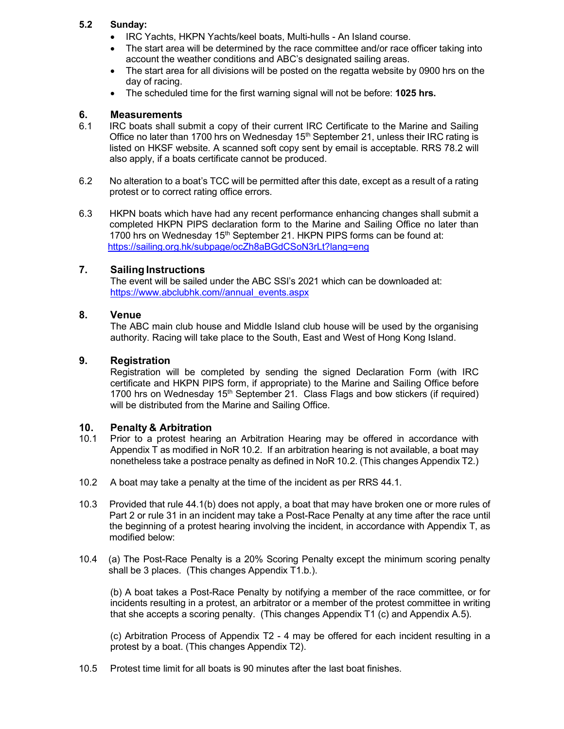**5.2 Sunday:**

- IRC Yachts, HKPN Yachts/keel boats, Multi-hulls - An Island course.
- The start area will be determined by the race committee and/or race officer taking into account the weather conditions and ABC's designated sailing areas.
- The start area for all divisions will be posted on the regatta website by 0900 hrs on the day of racing.
- The scheduled time for the first warning signal will not be before: **1025 hrs.**

## 6. Measurements

6.1 IRC boats shall submit a copy of their current IRC Certificate to the Marine and Sailing Office no later than 1700 hrs on Wednesday 15th September 21, unless their IRC rating is listed on HKSF website. A scanned soft copy sent by email is acceptable. RRS 78.2 will also apply, if a boats certificate cannot be produced.

6.2 No alteration to a boat's TCC will be permitted after this date, except as a result of a rating protest or to correct rating office errors.

6.3 HKPN boats which have had any recent performance enhancing changes shall submit a completed HKPN PIPS declaration form to the Marine and Sailing Office no later than 1700 hrs on Wednesday 15th September 21. HKPN PIPS forms can be found at: https://sailing.org.hk/subpage/ocZh8aBGdCSoN3rLt?lang=eng

## 7. Sailing Instructions

The event will be sailed under the ABC SSI's 2021 which can be downloaded at: https://www.abclubhk.com//annual_events.aspx

## 8. Venue

The ABC main club house and Middle Island club house will be used by the organising authority. Racing will take place to the South, East and West of Hong Kong Island.

## 9. Registration

Registration will be completed by sending the signed Declaration Form (with IRC certificate and HKPN PIPS form, if appropriate) to the Marine and Sailing Office before 1700 hrs on Wednesday 15th September 21. Class Flags and bow stickers (if required) will be distributed from the Marine and Sailing Office.

## 10. Penalty & Arbitration

10.1 Prior to a protest hearing an Arbitration Hearing may be offered in accordance with Appendix T as modified in NoR 10.2. If an arbitration hearing is not available, a boat may nonetheless take a postrace penalty as defined in NoR 10.2. (This changes Appendix T2.)

10.2 A boat may take a penalty at the time of the incident as per RRS 44.1.

10.3 Provided that rule 44.1(b) does not apply, a boat that may have broken one or more rules of Part 2 or rule 31 in an incident may take a Post-Race Penalty at any time after the race until the beginning of a protest hearing involving the incident, in accordance with Appendix T, as modified below:

10.4 (a) The Post-Race Penalty is a 20% Scoring Penalty except the minimum scoring penalty shall be 3 places. (This changes Appendix T1.b.).

(b) A boat takes a Post-Race Penalty by notifying a member of the race committee, or for incidents resulting in a protest, an arbitrator or a member of the protest committee in writing that she accepts a scoring penalty. (This changes Appendix T1 (c) and Appendix A.5).

(c) Arbitration Process of Appendix T2 - 4 may be offered for each incident resulting in a protest by a boat. (This changes Appendix T2).

10.5 Protest time limit for all boats is 90 minutes after the last boat finishes.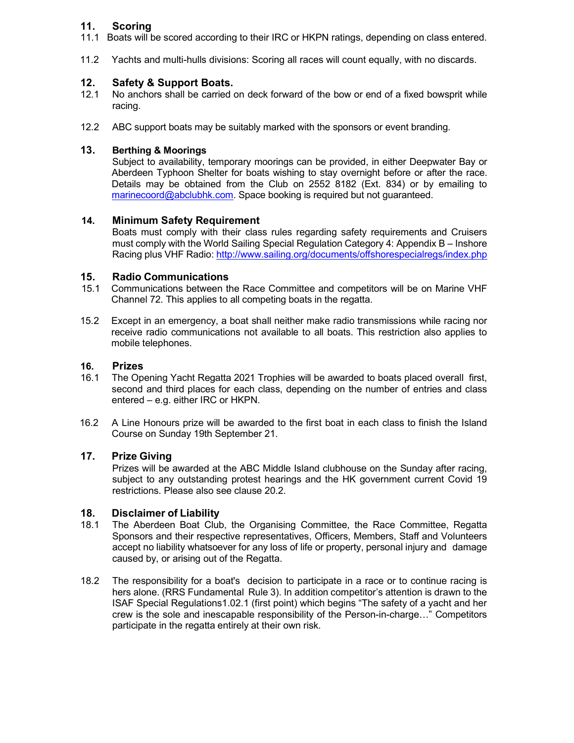## 11. Scoring

11.1 Boats will be scored according to their IRC or HKPN ratings, depending on class entered.

11.2 Yachts and multi-hulls divisions: Scoring all races will count equally, with no discards.

## 12. Safety & Support Boats.

12.1 No anchors shall be carried on deck forward of the bow or end of a fixed bowsprit while racing.

12.2 ABC support boats may be suitably marked with the sponsors or event branding.

## 13. Berthing & Moorings

Subject to availability, temporary moorings can be provided, in either Deepwater Bay or Aberdeen Typhoon Shelter for boats wishing to stay overnight before or after the race. Details may be obtained from the Club on 2552 8182 (Ext. 834) or by emailing to marinecoord@abclubhk.com. Space booking is required but not guaranteed.

## 14. Minimum Safety Requirement

Boats must comply with their class rules regarding safety requirements and Cruisers must comply with the World Sailing Special Regulation Category 4: Appendix B – Inshore Racing plus VHF Radio: http://www.sailing.org/documents/offshorespecialregs/index.php

## 15. Radio Communications

15.1 Communications between the Race Committee and competitors will be on Marine VHF Channel 72. This applies to all competing boats in the regatta.

15.2 Except in an emergency, a boat shall neither make radio transmissions while racing nor receive radio communications not available to all boats. This restriction also applies to mobile telephones.

## 16. Prizes

16.1 The Opening Yacht Regatta 2021 Trophies will be awarded to boats placed overall first, second and third places for each class, depending on the number of entries and class entered – e.g. either IRC or HKPN.

16.2 A Line Honours prize will be awarded to the first boat in each class to finish the Island Course on Sunday 19th September 21.

## 17. Prize Giving

Prizes will be awarded at the ABC Middle Island clubhouse on the Sunday after racing, subject to any outstanding protest hearings and the HK government current Covid 19 restrictions. Please also see clause 20.2.

## 18. Disclaimer of Liability

18.1 The Aberdeen Boat Club, the Organising Committee, the Race Committee, Regatta Sponsors and their respective representatives, Officers, Members, Staff and Volunteers accept no liability whatsoever for any loss of life or property, personal injury and damage caused by, or arising out of the Regatta.

18.2 The responsibility for a boat's decision to participate in a race or to continue racing is hers alone. (RRS Fundamental Rule 3). In addition competitor's attention is drawn to the ISAF Special Regulations1.02.1 (first point) which begins "The safety of a yacht and her crew is the sole and inescapable responsibility of the Person-in-charge…" Competitors participate in the regatta entirely at their own risk.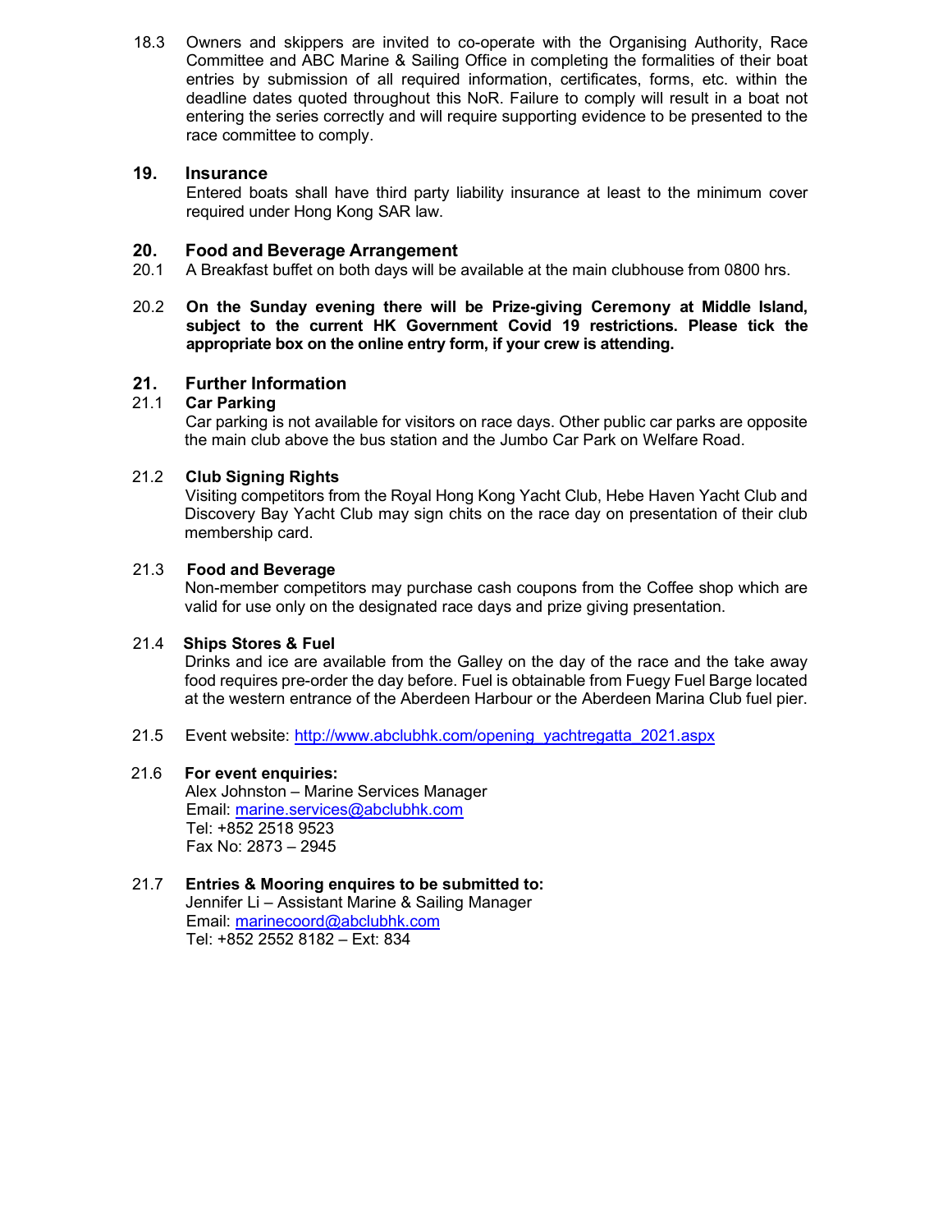18.3 Owners and skippers are invited to co-operate with the Organising Authority, Race Committee and ABC Marine & Sailing Office in completing the formalities of their boat entries by submission of all required information, certificates, forms, etc. within the deadline dates quoted throughout this NoR. Failure to comply will result in a boat not entering the series correctly and will require supporting evidence to be presented to the race committee to comply.

## 19. Insurance

Entered boats shall have third party liability insurance at least to the minimum cover required under Hong Kong SAR law.

## 20. Food and Beverage Arrangement

20.1 A Breakfast buffet on both days will be available at the main clubhouse from 0800 hrs.

20.2 **On the Sunday evening there will be Prize-giving Ceremony at Middle Island, subject to the current HK Government Covid 19 restrictions. Please tick the appropriate box on the online entry form, if your crew is attending.**

## 21. Further Information

### 21.1 Car Parking

Car parking is not available for visitors on race days. Other public car parks are opposite the main club above the bus station and the Jumbo Car Park on Welfare Road.

### 21.2 Club Signing Rights

Visiting competitors from the Royal Hong Kong Yacht Club, Hebe Haven Yacht Club and Discovery Bay Yacht Club may sign chits on the race day on presentation of their club membership card.

### 21.3 Food and Beverage

Non-member competitors may purchase cash coupons from the Coffee shop which are valid for use only on the designated race days and prize giving presentation.

### 21.4 Ships Stores & Fuel

Drinks and ice are available from the Galley on the day of the race and the take away food requires pre-order the day before. Fuel is obtainable from Fuegy Fuel Barge located at the western entrance of the Aberdeen Harbour or the Aberdeen Marina Club fuel pier.

21.5 Event website: http://www.abclubhk.com/opening_yachtregatta_2021.aspx

### 21.6 For event enquiries:

Alex Johnston – Marine Services Manager
Email: marine.services@abclubhk.com
Tel: +852 2518 9523
Fax No: 2873 – 2945

### 21.7 Entries & Mooring enquires to be submitted to:

Jennifer Li – Assistant Marine & Sailing Manager
Email: marinecoord@abclubhk.com
Tel: +852 2552 8182 – Ext: 834